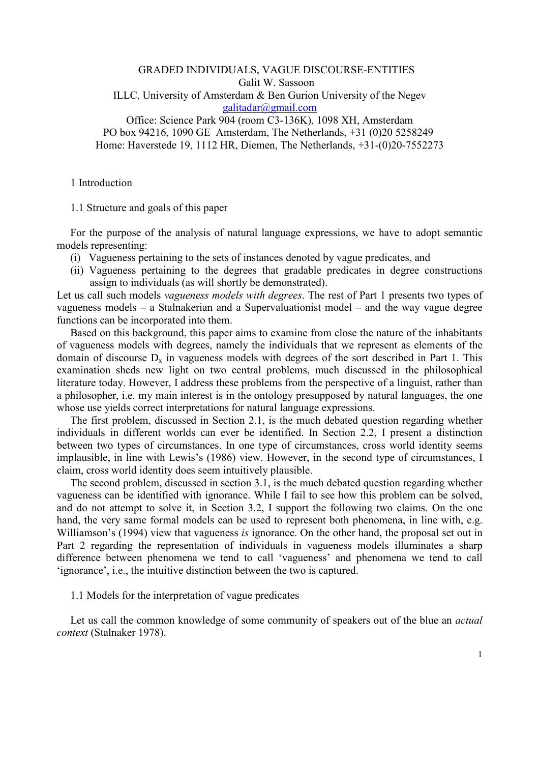# GRADED INDIVIDUALS, VAGUE DISCOURSE-ENTITIES

Galit W. Sassoon

ILLC, University of Amsterdam & Ben Gurion University of the Negev

galitadar@gmail.com

Office: Science Park 904 (room C3-136K), 1098 XH, Amsterdam

PO box 94216, 1090 GE Amsterdam, The Netherlands, +31 (0)20 5258249

Home: Haverstede 19, 1112 HR, Diemen, The Netherlands, +31-(0)20-7552273

## 1 Introduction

### 1.1 Structure and goals of this paper

For the purpose of the analysis of natural language expressions, we have to adopt semantic models representing:

(i) Vagueness pertaining to the sets of instances denoted by vague predicates, and

(ii) Vagueness pertaining to the degrees that gradable predicates in degree constructions assign to individuals (as will shortly be demonstrated).

Let us call such models *vagueness models with degrees*. The rest of Part 1 presents two types of vagueness models – a Stalnakerian and a Supervaluationist model – and the way vague degree functions can be incorporated into them.

Based on this background, this paper aims to examine from close the nature of the inhabitants of vagueness models with degrees, namely the individuals that we represent as elements of the domain of discourse $D_x$ in vagueness models with degrees of the sort described in Part 1. This examination sheds new light on two central problems, much discussed in the philosophical literature today. However, I address these problems from the perspective of a linguist, rather than a philosopher, i.e. my main interest is in the ontology presupposed by natural languages, the one whose use yields correct interpretations for natural language expressions.

The first problem, discussed in Section 2.1, is the much debated question regarding whether individuals in different worlds can ever be identified. In Section 2.2, I present a distinction between two types of circumstances. In one type of circumstances, cross world identity seems implausible, in line with Lewis's (1986) view. However, in the second type of circumstances, I claim, cross world identity does seem intuitively plausible.

The second problem, discussed in section 3.1, is the much debated question regarding whether vagueness can be identified with ignorance. While I fail to see how this problem can be solved, and do not attempt to solve it, in Section 3.2, I support the following two claims. On the one hand, the very same formal models can be used to represent both phenomena, in line with, e.g. Williamson's (1994) view that vagueness *is* ignorance. On the other hand, the proposal set out in Part 2 regarding the representation of individuals in vagueness models illuminates a sharp difference between phenomena we tend to call 'vagueness' and phenomena we tend to call 'ignorance', i.e., the intuitive distinction between the two is captured.

### 1.1 Models for the interpretation of vague predicates

Let us call the common knowledge of some community of speakers out of the blue an *actual context* (Stalnaker 1978).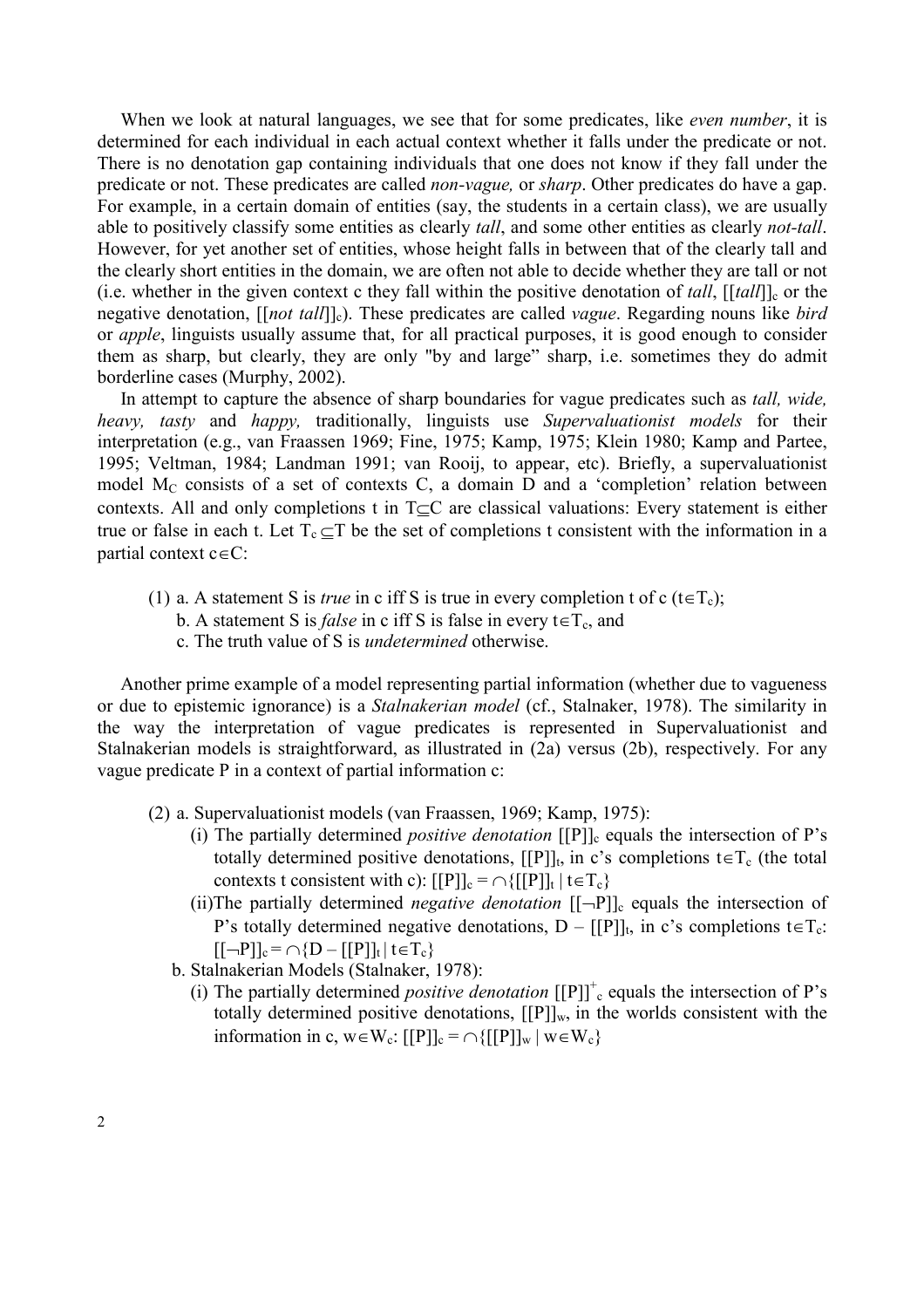When we look at natural languages, we see that for some predicates, like *even number*, it is determined for each individual in each actual context whether it falls under the predicate or not. There is no denotation gap containing individuals that one does not know if they fall under the predicate or not. These predicates are called *non-vague,* or *sharp*. Other predicates do have a gap. For example, in a certain domain of entities (say, the students in a certain class), we are usually able to positively classify some entities as clearly *tall*, and some other entities as clearly *not-tall*. However, for yet another set of entities, whose height falls in between that of the clearly tall and the clearly short entities in the domain, we are often not able to decide whether they are tall or not (i.e. whether in the given context c they fall within the positive denotation of *tall*, $[[tall]]_c$ or the negative denotation, $[[not\ tall]]_c$). These predicates are called *vague*. Regarding nouns like *bird* or *apple*, linguists usually assume that, for all practical purposes, it is good enough to consider them as sharp, but clearly, they are only "by and large" sharp, i.e. sometimes they do admit borderline cases (Murphy, 2002).

In attempt to capture the absence of sharp boundaries for vague predicates such as *tall, wide, heavy, tasty* and *happy,* traditionally, linguists use *Supervaluationist models* for their interpretation (e.g., van Fraassen 1969; Fine, 1975; Kamp, 1975; Klein 1980; Kamp and Partee, 1995; Veltman, 1984; Landman 1991; van Rooij, to appear, etc). Briefly, a supervaluationist model $M_C$ consists of a set of contexts C, a domain D and a 'completion' relation between contexts. All and only completions t in $T \subseteq C$ are classical valuations: Every statement is either true or false in each t. Let $T_c \subseteq T$ be the set of completions t consistent with the information in a partial context $c \in C$:

(1) a. A statement S is *true* in c iff S is true in every completion t of c ($t \in T_c$);
  b. A statement S is *false* in c iff S is false in every $t \in T_c$, and
  c. The truth value of S is *undetermined* otherwise.

Another prime example of a model representing partial information (whether due to vagueness or due to epistemic ignorance) is a *Stalnakerian model* (cf., Stalnaker, 1978). The similarity in the way the interpretation of vague predicates is represented in Supervaluationist and Stalnakerian models is straightforward, as illustrated in (2a) versus (2b), respectively. For any vague predicate P in a context of partial information c:

(2) a. Supervaluationist models (van Fraassen, 1969; Kamp, 1975):
  (i) The partially determined *positive denotation* $[[P]]_c$ equals the intersection of P's totally determined positive denotations, $[[P]]_t$, in c's completions $t \in T_c$ (the total contexts t consistent with c): $[[P]]_c = \cap\{[[P]]_t \mid t \in T_c\}$
  (ii) The partially determined *negative denotation* $[[\neg P]]_c$ equals the intersection of P's totally determined negative denotations, $D - [[P]]_t$, in c's completions $t \in T_c$: $[[\neg P]]_c = \cap\{D - [[P]]_t \mid t \in T_c\}$
 b. Stalnakerian Models (Stalnaker, 1978):
  (i) The partially determined *positive denotation* $[[P]]^+_c$ equals the intersection of P's totally determined positive denotations, $[[P]]_w$, in the worlds consistent with the information in c, $w \in W_c$: $[[P]]_c = \cap\{[[P]]_w \mid w \in W_c\}$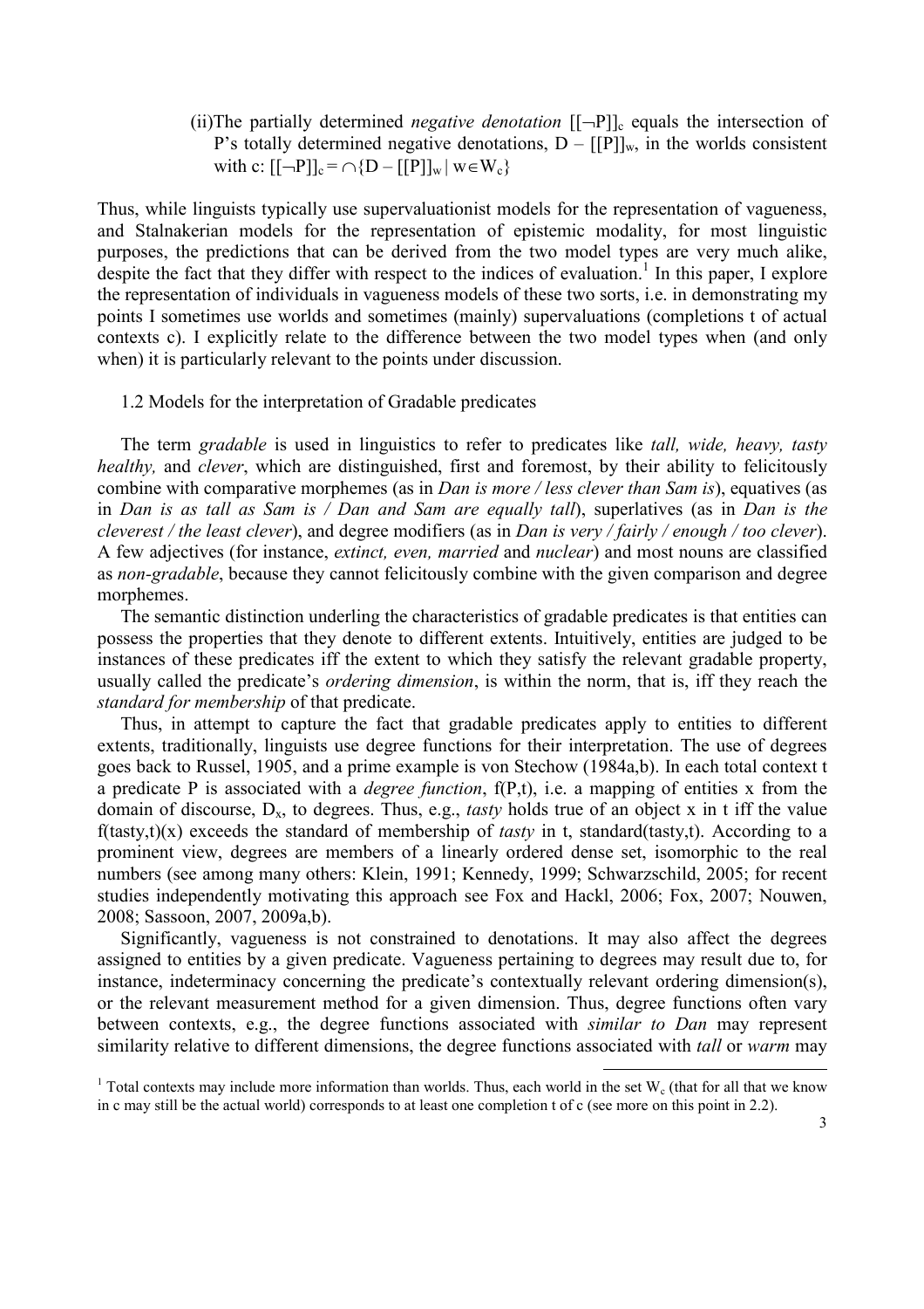(ii)The partially determined *negative denotation* $[[\neg P]]_c$ equals the intersection of P's totally determined negative denotations, $D - [[P]]_w$, in the worlds consistent with c: $[[\neg P]]_c = \cap\{D - [[P]]_w \mid w \in W_c\}$

Thus, while linguists typically use supervaluationist models for the representation of vagueness, and Stalnakerian models for the representation of epistemic modality, for most linguistic purposes, the predictions that can be derived from the two model types are very much alike, despite the fact that they differ with respect to the indices of evaluation.[1] In this paper, I explore the representation of individuals in vagueness models of these two sorts, i.e. in demonstrating my points I sometimes use worlds and sometimes (mainly) supervaluations (completions t of actual contexts c). I explicitly relate to the difference between the two model types when (and only when) it is particularly relevant to the points under discussion.

## 1.2 Models for the interpretation of Gradable predicates

The term *gradable* is used in linguistics to refer to predicates like *tall, wide, heavy, tasty healthy,* and *clever*, which are distinguished, first and foremost, by their ability to felicitously combine with comparative morphemes (as in *Dan is more / less clever than Sam is*), equatives (as in *Dan is as tall as Sam is / Dan and Sam are equally tall*), superlatives (as in *Dan is the cleverest / the least clever*), and degree modifiers (as in *Dan is very / fairly / enough / too clever*). A few adjectives (for instance, *extinct, even, married* and *nuclear*) and most nouns are classified as *non-gradable*, because they cannot felicitously combine with the given comparison and degree morphemes.

The semantic distinction underling the characteristics of gradable predicates is that entities can possess the properties that they denote to different extents. Intuitively, entities are judged to be instances of these predicates iff the extent to which they satisfy the relevant gradable property, usually called the predicate's *ordering dimension*, is within the norm, that is, iff they reach the *standard for membership* of that predicate.

Thus, in attempt to capture the fact that gradable predicates apply to entities to different extents, traditionally, linguists use degree functions for their interpretation. The use of degrees goes back to Russel, 1905, and a prime example is von Stechow (1984a,b). In each total context t a predicate P is associated with a *degree function*, f(P,t), i.e. a mapping of entities x from the domain of discourse, $D_x$, to degrees. Thus, e.g., *tasty* holds true of an object x in t iff the value f(tasty,t)(x) exceeds the standard of membership of *tasty* in t, standard(tasty,t). According to a prominent view, degrees are members of a linearly ordered dense set, isomorphic to the real numbers (see among many others: Klein, 1991; Kennedy, 1999; Schwarzschild, 2005; for recent studies independently motivating this approach see Fox and Hackl, 2006; Fox, 2007; Nouwen, 2008; Sassoon, 2007, 2009a,b).

Significantly, vagueness is not constrained to denotations. It may also affect the degrees assigned to entities by a given predicate. Vagueness pertaining to degrees may result due to, for instance, indeterminacy concerning the predicate's contextually relevant ordering dimension(s), or the relevant measurement method for a given dimension. Thus, degree functions often vary between contexts, e.g., the degree functions associated with *similar to Dan* may represent similarity relative to different dimensions, the degree functions associated with *tall* or *warm* may

[1] Total contexts may include more information than worlds. Thus, each world in the set $W_c$ (that for all that we know in c may still be the actual world) corresponds to at least one completion t of c (see more on this point in 2.2).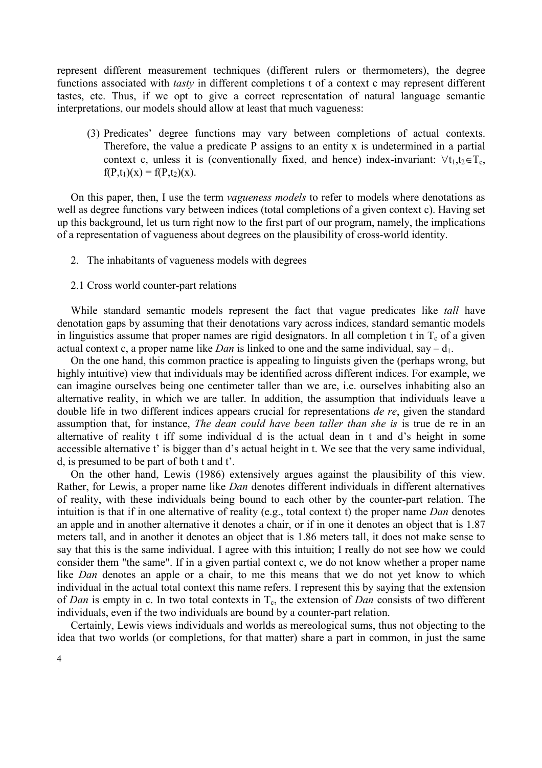represent different measurement techniques (different rulers or thermometers), the degree functions associated with *tasty* in different completions t of a context c may represent different tastes, etc. Thus, if we opt to give a correct representation of natural language semantic interpretations, our models should allow at least that much vagueness:

(3) Predicates' degree functions may vary between completions of actual contexts. Therefore, the value a predicate P assigns to an entity x is undetermined in a partial context c, unless it is (conventionally fixed, and hence) index-invariant: $\forall t_1,t_2 \in T_c$, $f(P,t_1)(x) = f(P,t_2)(x)$.

On this paper, then, I use the term *vagueness models* to refer to models where denotations as well as degree functions vary between indices (total completions of a given context c). Having set up this background, let us turn right now to the first part of our program, namely, the implications of a representation of vagueness about degrees on the plausibility of cross-world identity.

## 2. The inhabitants of vagueness models with degrees

### 2.1 Cross world counter-part relations

While standard semantic models represent the fact that vague predicates like *tall* have denotation gaps by assuming that their denotations vary across indices, standard semantic models in linguistics assume that proper names are rigid designators. In all completion t in $T_c$ of a given actual context c, a proper name like *Dan* is linked to one and the same individual, say – $d_1$.

On the one hand, this common practice is appealing to linguists given the (perhaps wrong, but highly intuitive) view that individuals may be identified across different indices. For example, we can imagine ourselves being one centimeter taller than we are, i.e. ourselves inhabiting also an alternative reality, in which we are taller. In addition, the assumption that individuals leave a double life in two different indices appears crucial for representations *de re*, given the standard assumption that, for instance, *The dean could have been taller than she is* is true de re in an alternative of reality t iff some individual d is the actual dean in t and d's height in some accessible alternative t' is bigger than d's actual height in t. We see that the very same individual, d, is presumed to be part of both t and t'.

On the other hand, Lewis (1986) extensively argues against the plausibility of this view. Rather, for Lewis, a proper name like *Dan* denotes different individuals in different alternatives of reality, with these individuals being bound to each other by the counter-part relation. The intuition is that if in one alternative of reality (e.g., total context t) the proper name *Dan* denotes an apple and in another alternative it denotes a chair, or if in one it denotes an object that is 1.87 meters tall, and in another it denotes an object that is 1.86 meters tall, it does not make sense to say that this is the same individual. I agree with this intuition; I really do not see how we could consider them "the same". If in a given partial context c, we do not know whether a proper name like *Dan* denotes an apple or a chair, to me this means that we do not yet know to which individual in the actual total context this name refers. I represent this by saying that the extension of *Dan* is empty in c. In two total contexts in $T_c$, the extension of *Dan* consists of two different individuals, even if the two individuals are bound by a counter-part relation.

Certainly, Lewis views individuals and worlds as mereological sums, thus not objecting to the idea that two worlds (or completions, for that matter) share a part in common, in just the same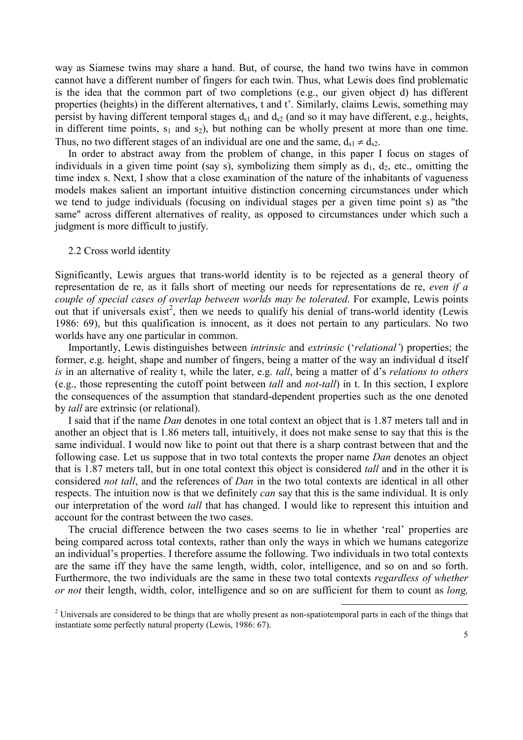way as Siamese twins may share a hand. But, of course, the hand two twins have in common cannot have a different number of fingers for each twin. Thus, what Lewis does find problematic is the idea that the common part of two completions (e.g., our given object d) has different properties (heights) in the different alternatives, t and t'. Similarly, claims Lewis, something may persist by having different temporal stages $d_{s1}$ and $d_{s2}$ (and so it may have different, e.g., heights, in different time points, $s_1$ and $s_2$), but nothing can be wholly present at more than one time. Thus, no two different stages of an individual are one and the same, $d_{s1} \neq d_{s2}$.

In order to abstract away from the problem of change, in this paper I focus on stages of individuals in a given time point (say s), symbolizing them simply as $d_1$, $d_2$, etc., omitting the time index s. Next, I show that a close examination of the nature of the inhabitants of vagueness models makes salient an important intuitive distinction concerning circumstances under which we tend to judge individuals (focusing on individual stages per a given time point s) as "the same" across different alternatives of reality, as opposed to circumstances under which such a judgment is more difficult to justify.

## 2.2 Cross world identity

Significantly, Lewis argues that trans-world identity is to be rejected as a general theory of representation de re, as it falls short of meeting our needs for representations de re, *even if a couple of special cases of overlap between worlds may be tolerated*. For example, Lewis points out that if universals exist[2], then we needs to qualify his denial of trans-world identity (Lewis 1986: 69), but this qualification is innocent, as it does not pertain to any particulars. No two worlds have any one particular in common.

Importantly, Lewis distinguishes between *intrinsic* and *extrinsic* ('*relational'*) properties; the former, e.g. height, shape and number of fingers, being a matter of the way an individual d itself *is* in an alternative of reality t, while the later, e.g. *tall*, being a matter of d's *relations to others* (e.g., those representing the cutoff point between *tall* and *not-tall*) in t. In this section, I explore the consequences of the assumption that standard-dependent properties such as the one denoted by *tall* are extrinsic (or relational).

I said that if the name *Dan* denotes in one total context an object that is 1.87 meters tall and in another an object that is 1.86 meters tall, intuitively, it does not make sense to say that this is the same individual. I would now like to point out that there is a sharp contrast between that and the following case. Let us suppose that in two total contexts the proper name *Dan* denotes an object that is 1.87 meters tall, but in one total context this object is considered *tall* and in the other it is considered *not tall*, and the references of *Dan* in the two total contexts are identical in all other respects. The intuition now is that we definitely *can* say that this is the same individual. It is only our interpretation of the word *tall* that has changed. I would like to represent this intuition and account for the contrast between the two cases.

The crucial difference between the two cases seems to lie in whether 'real' properties are being compared across total contexts, rather than only the ways in which we humans categorize an individual's properties. I therefore assume the following. Two individuals in two total contexts are the same iff they have the same length, width, color, intelligence, and so on and so forth. Furthermore, the two individuals are the same in these two total contexts *regardless of whether or not* their length, width, color, intelligence and so on are sufficient for them to count as *long,*

[2] Universals are considered to be things that are wholly present as non-spatiotemporal parts in each of the things that instantiate some perfectly natural property (Lewis, 1986: 67).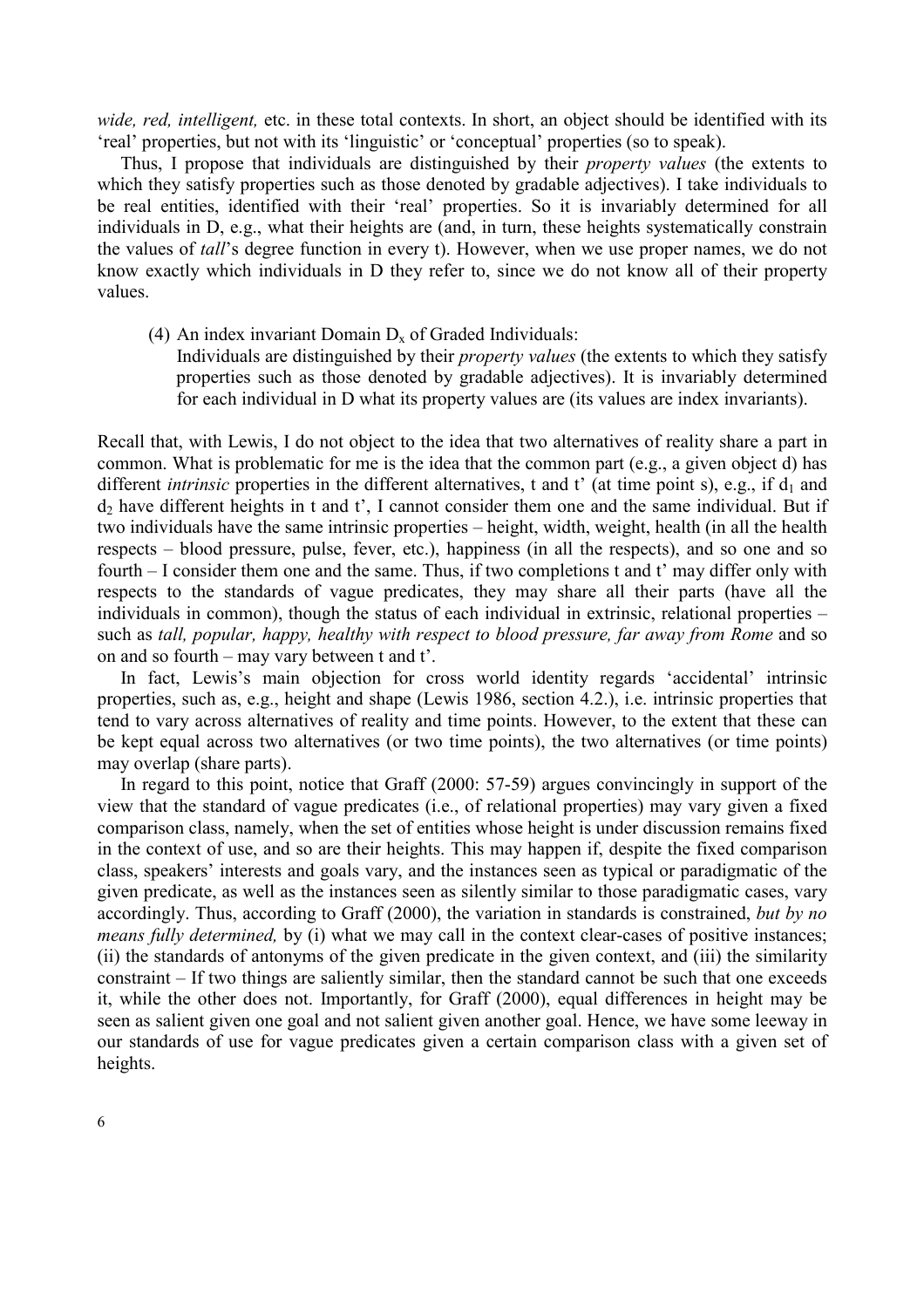*wide, red, intelligent,* etc. in these total contexts. In short, an object should be identified with its 'real' properties, but not with its 'linguistic' or 'conceptual' properties (so to speak).

Thus, I propose that individuals are distinguished by their *property values* (the extents to which they satisfy properties such as those denoted by gradable adjectives). I take individuals to be real entities, identified with their 'real' properties. So it is invariably determined for all individuals in D, e.g., what their heights are (and, in turn, these heights systematically constrain the values of *tall*'s degree function in every t). However, when we use proper names, we do not know exactly which individuals in D they refer to, since we do not know all of their property values.

(4) An index invariant Domain $D_x$ of Graded Individuals:
Individuals are distinguished by their *property values* (the extents to which they satisfy properties such as those denoted by gradable adjectives). It is invariably determined for each individual in D what its property values are (its values are index invariants).

Recall that, with Lewis, I do not object to the idea that two alternatives of reality share a part in common. What is problematic for me is the idea that the common part (e.g., a given object d) has different *intrinsic* properties in the different alternatives, t and t' (at time point s), e.g., if $d_1$ and $d_2$ have different heights in t and t', I cannot consider them one and the same individual. But if two individuals have the same intrinsic properties – height, width, weight, health (in all the health respects – blood pressure, pulse, fever, etc.), happiness (in all the respects), and so one and so fourth – I consider them one and the same. Thus, if two completions t and t' may differ only with respects to the standards of vague predicates, they may share all their parts (have all the individuals in common), though the status of each individual in extrinsic, relational properties – such as *tall, popular, happy, healthy with respect to blood pressure, far away from Rome* and so on and so fourth – may vary between t and t'.

In fact, Lewis's main objection for cross world identity regards 'accidental' intrinsic properties, such as, e.g., height and shape (Lewis 1986, section 4.2.), i.e. intrinsic properties that tend to vary across alternatives of reality and time points. However, to the extent that these can be kept equal across two alternatives (or two time points), the two alternatives (or time points) may overlap (share parts).

In regard to this point, notice that Graff (2000: 57-59) argues convincingly in support of the view that the standard of vague predicates (i.e., of relational properties) may vary given a fixed comparison class, namely, when the set of entities whose height is under discussion remains fixed in the context of use, and so are their heights. This may happen if, despite the fixed comparison class, speakers' interests and goals vary, and the instances seen as typical or paradigmatic of the given predicate, as well as the instances seen as silently similar to those paradigmatic cases, vary accordingly. Thus, according to Graff (2000), the variation in standards is constrained, *but by no means fully determined,* by (i) what we may call in the context clear-cases of positive instances; (ii) the standards of antonyms of the given predicate in the given context, and (iii) the similarity constraint – If two things are saliently similar, then the standard cannot be such that one exceeds it, while the other does not. Importantly, for Graff (2000), equal differences in height may be seen as salient given one goal and not salient given another goal. Hence, we have some leeway in our standards of use for vague predicates given a certain comparison class with a given set of heights.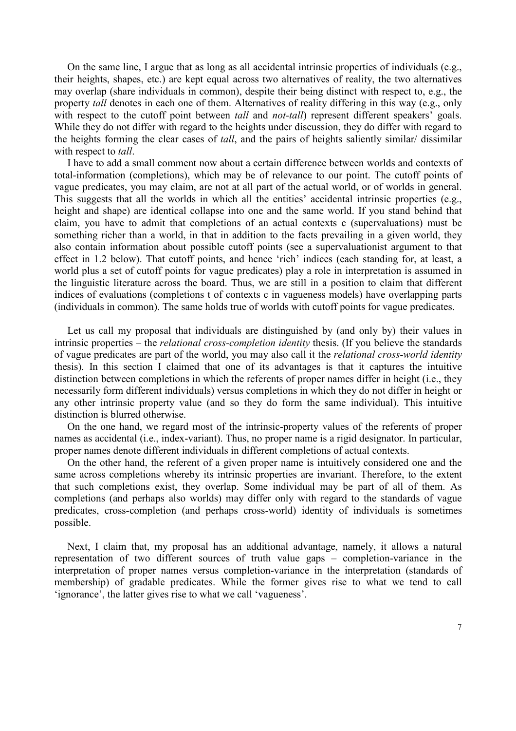On the same line, I argue that as long as all accidental intrinsic properties of individuals (e.g., their heights, shapes, etc.) are kept equal across two alternatives of reality, the two alternatives may overlap (share individuals in common), despite their being distinct with respect to, e.g., the property *tall* denotes in each one of them. Alternatives of reality differing in this way (e.g., only with respect to the cutoff point between *tall* and *not-tall*) represent different speakers' goals. While they do not differ with regard to the heights under discussion, they do differ with regard to the heights forming the clear cases of *tall*, and the pairs of heights saliently similar/ dissimilar with respect to *tall*.

I have to add a small comment now about a certain difference between worlds and contexts of total-information (completions), which may be of relevance to our point. The cutoff points of vague predicates, you may claim, are not at all part of the actual world, or of worlds in general. This suggests that all the worlds in which all the entities' accidental intrinsic properties (e.g., height and shape) are identical collapse into one and the same world. If you stand behind that claim, you have to admit that completions of an actual contexts c (supervaluations) must be something richer than a world, in that in addition to the facts prevailing in a given world, they also contain information about possible cutoff points (see a supervaluationist argument to that effect in 1.2 below). That cutoff points, and hence 'rich' indices (each standing for, at least, a world plus a set of cutoff points for vague predicates) play a role in interpretation is assumed in the linguistic literature across the board. Thus, we are still in a position to claim that different indices of evaluations (completions t of contexts c in vagueness models) have overlapping parts (individuals in common). The same holds true of worlds with cutoff points for vague predicates.

Let us call my proposal that individuals are distinguished by (and only by) their values in intrinsic properties – the *relational cross-completion identity* thesis. (If you believe the standards of vague predicates are part of the world, you may also call it the *relational cross-world identity* thesis). In this section I claimed that one of its advantages is that it captures the intuitive distinction between completions in which the referents of proper names differ in height (i.e., they necessarily form different individuals) versus completions in which they do not differ in height or any other intrinsic property value (and so they do form the same individual). This intuitive distinction is blurred otherwise.

On the one hand, we regard most of the intrinsic-property values of the referents of proper names as accidental (i.e., index-variant). Thus, no proper name is a rigid designator. In particular, proper names denote different individuals in different completions of actual contexts.

On the other hand, the referent of a given proper name is intuitively considered one and the same across completions whereby its intrinsic properties are invariant. Therefore, to the extent that such completions exist, they overlap. Some individual may be part of all of them. As completions (and perhaps also worlds) may differ only with regard to the standards of vague predicates, cross-completion (and perhaps cross-world) identity of individuals is sometimes possible.

Next, I claim that, my proposal has an additional advantage, namely, it allows a natural representation of two different sources of truth value gaps – completion-variance in the interpretation of proper names versus completion-variance in the interpretation (standards of membership) of gradable predicates. While the former gives rise to what we tend to call 'ignorance', the latter gives rise to what we call 'vagueness'.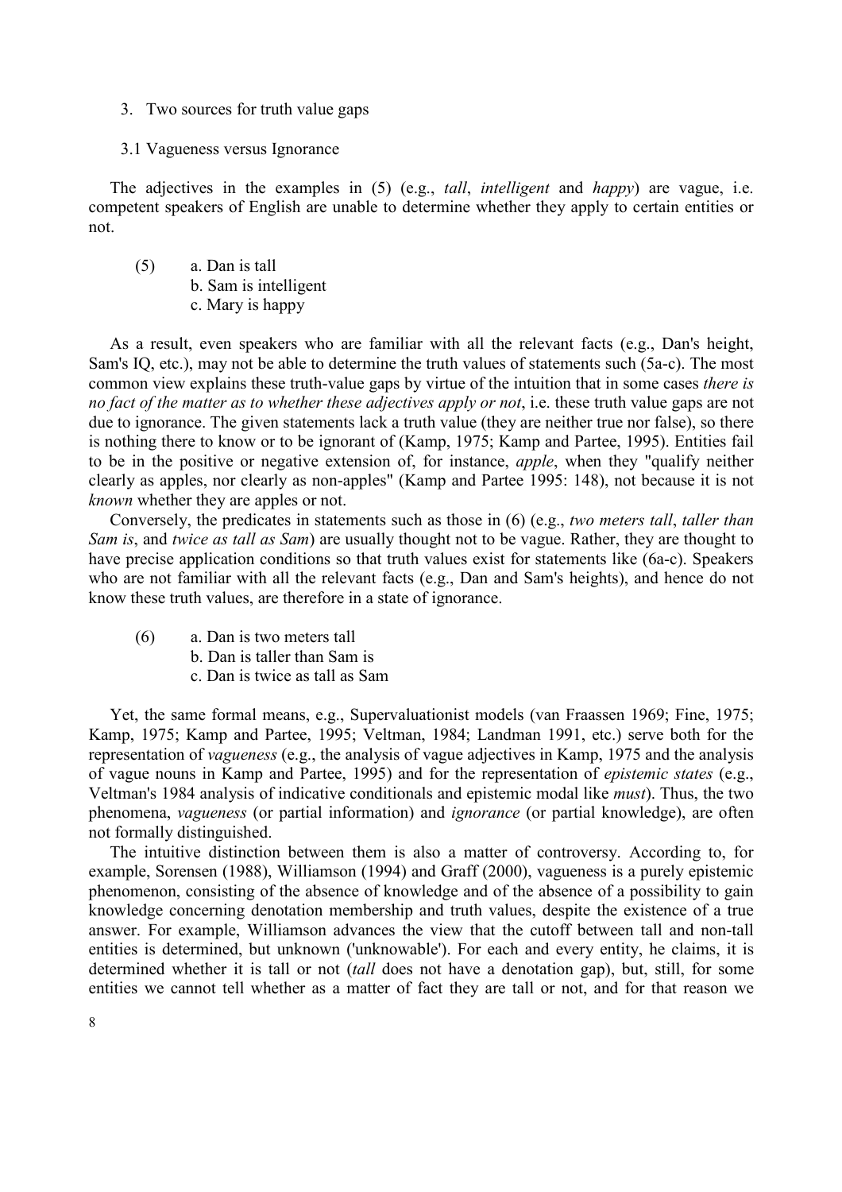## 3. Two sources for truth value gaps

### 3.1 Vagueness versus Ignorance

The adjectives in the examples in (5) (e.g., *tall*, *intelligent* and *happy*) are vague, i.e. competent speakers of English are unable to determine whether they apply to certain entities or not.

(5) a. Dan is tall
 b. Sam is intelligent
 c. Mary is happy

As a result, even speakers who are familiar with all the relevant facts (e.g., Dan's height, Sam's IQ, etc.), may not be able to determine the truth values of statements such (5a-c). The most common view explains these truth-value gaps by virtue of the intuition that in some cases *there is no fact of the matter as to whether these adjectives apply or not*, i.e. these truth value gaps are not due to ignorance. The given statements lack a truth value (they are neither true nor false), so there is nothing there to know or to be ignorant of (Kamp, 1975; Kamp and Partee, 1995). Entities fail to be in the positive or negative extension of, for instance, *apple*, when they "qualify neither clearly as apples, nor clearly as non-apples" (Kamp and Partee 1995: 148), not because it is not *known* whether they are apples or not.

Conversely, the predicates in statements such as those in (6) (e.g., *two meters tall*, *taller than Sam is*, and *twice as tall as Sam*) are usually thought not to be vague. Rather, they are thought to have precise application conditions so that truth values exist for statements like (6a-c). Speakers who are not familiar with all the relevant facts (e.g., Dan and Sam's heights), and hence do not know these truth values, are therefore in a state of ignorance.

(6) a. Dan is two meters tall
 b. Dan is taller than Sam is
 c. Dan is twice as tall as Sam

Yet, the same formal means, e.g., Supervaluationist models (van Fraassen 1969; Fine, 1975; Kamp, 1975; Kamp and Partee, 1995; Veltman, 1984; Landman 1991, etc.) serve both for the representation of *vagueness* (e.g., the analysis of vague adjectives in Kamp, 1975 and the analysis of vague nouns in Kamp and Partee, 1995) and for the representation of *epistemic states* (e.g., Veltman's 1984 analysis of indicative conditionals and epistemic modal like *must*). Thus, the two phenomena, *vagueness* (or partial information) and *ignorance* (or partial knowledge), are often not formally distinguished.

The intuitive distinction between them is also a matter of controversy. According to, for example, Sorensen (1988), Williamson (1994) and Graff (2000), vagueness is a purely epistemic phenomenon, consisting of the absence of knowledge and of the absence of a possibility to gain knowledge concerning denotation membership and truth values, despite the existence of a true answer. For example, Williamson advances the view that the cutoff between tall and non-tall entities is determined, but unknown ('unknowable'). For each and every entity, he claims, it is determined whether it is tall or not (*tall* does not have a denotation gap), but, still, for some entities we cannot tell whether as a matter of fact they are tall or not, and for that reason we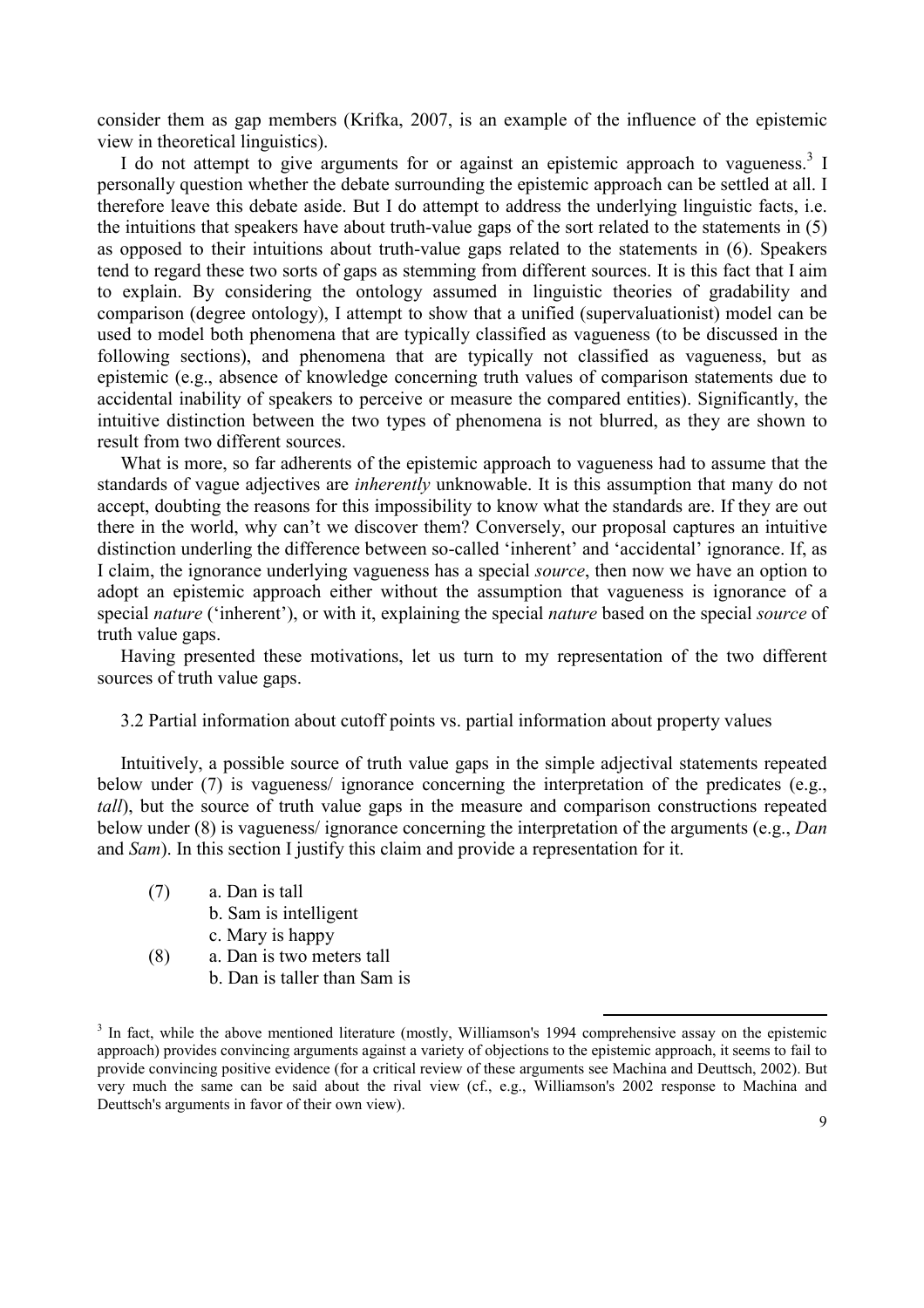consider them as gap members (Krifka, 2007, is an example of the influence of the epistemic view in theoretical linguistics).

I do not attempt to give arguments for or against an epistemic approach to vagueness.[3] I personally question whether the debate surrounding the epistemic approach can be settled at all. I therefore leave this debate aside. But I do attempt to address the underlying linguistic facts, i.e. the intuitions that speakers have about truth-value gaps of the sort related to the statements in (5) as opposed to their intuitions about truth-value gaps related to the statements in (6). Speakers tend to regard these two sorts of gaps as stemming from different sources. It is this fact that I aim to explain. By considering the ontology assumed in linguistic theories of gradability and comparison (degree ontology), I attempt to show that a unified (supervaluationist) model can be used to model both phenomena that are typically classified as vagueness (to be discussed in the following sections), and phenomena that are typically not classified as vagueness, but as epistemic (e.g., absence of knowledge concerning truth values of comparison statements due to accidental inability of speakers to perceive or measure the compared entities). Significantly, the intuitive distinction between the two types of phenomena is not blurred, as they are shown to result from two different sources.

What is more, so far adherents of the epistemic approach to vagueness had to assume that the standards of vague adjectives are *inherently* unknowable. It is this assumption that many do not accept, doubting the reasons for this impossibility to know what the standards are. If they are out there in the world, why can't we discover them? Conversely, our proposal captures an intuitive distinction underling the difference between so-called 'inherent' and 'accidental' ignorance. If, as I claim, the ignorance underlying vagueness has a special *source*, then now we have an option to adopt an epistemic approach either without the assumption that vagueness is ignorance of a special *nature* ('inherent'), or with it, explaining the special *nature* based on the special *source* of truth value gaps.

Having presented these motivations, let us turn to my representation of the two different sources of truth value gaps.

### 3.2 Partial information about cutoff points vs. partial information about property values

Intuitively, a possible source of truth value gaps in the simple adjectival statements repeated below under (7) is vagueness/ ignorance concerning the interpretation of the predicates (e.g., *tall*), but the source of truth value gaps in the measure and comparison constructions repeated below under (8) is vagueness/ ignorance concerning the interpretation of the arguments (e.g., *Dan* and *Sam*). In this section I justify this claim and provide a representation for it.

(7) a. Dan is tall
    b. Sam is intelligent
    c. Mary is happy

(8) a. Dan is two meters tall
    b. Dan is taller than Sam is

[3] In fact, while the above mentioned literature (mostly, Williamson's 1994 comprehensive assay on the epistemic approach) provides convincing arguments against a variety of objections to the epistemic approach, it seems to fail to provide convincing positive evidence (for a critical review of these arguments see Machina and Deuttsch, 2002). But very much the same can be said about the rival view (cf., e.g., Williamson's 2002 response to Machina and Deuttsch's arguments in favor of their own view).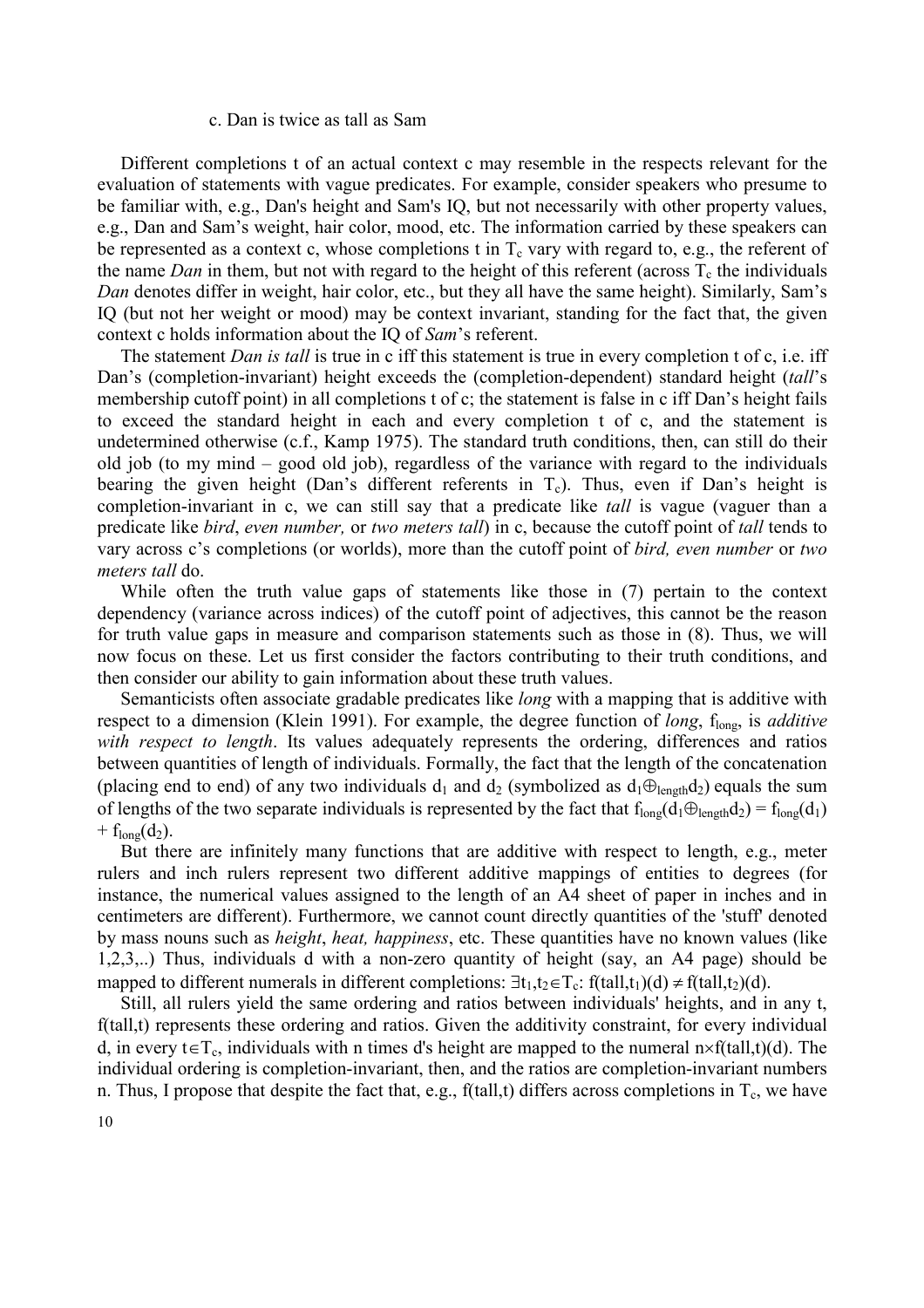c. Dan is twice as tall as Sam

Different completions t of an actual context c may resemble in the respects relevant for the evaluation of statements with vague predicates. For example, consider speakers who presume to be familiar with, e.g., Dan's height and Sam's IQ, but not necessarily with other property values, e.g., Dan and Sam's weight, hair color, mood, etc. The information carried by these speakers can be represented as a context c, whose completions t in $T_c$ vary with regard to, e.g., the referent of the name *Dan* in them, but not with regard to the height of this referent (across $T_c$ the individuals *Dan* denotes differ in weight, hair color, etc., but they all have the same height). Similarly, Sam's IQ (but not her weight or mood) may be context invariant, standing for the fact that, the given context c holds information about the IQ of *Sam*'s referent.

The statement *Dan is tall* is true in c iff this statement is true in every completion t of c, i.e. iff Dan's (completion-invariant) height exceeds the (completion-dependent) standard height (*tall*'s membership cutoff point) in all completions t of c; the statement is false in c iff Dan's height fails to exceed the standard height in each and every completion t of c, and the statement is undetermined otherwise (c.f., Kamp 1975). The standard truth conditions, then, can still do their old job (to my mind – good old job), regardless of the variance with regard to the individuals bearing the given height (Dan's different referents in $T_c$). Thus, even if Dan's height is completion-invariant in c, we can still say that a predicate like *tall* is vague (vaguer than a predicate like *bird*, *even number,* or *two meters tall*) in c, because the cutoff point of *tall* tends to vary across c's completions (or worlds), more than the cutoff point of *bird, even number* or *two meters tall* do.

While often the truth value gaps of statements like those in (7) pertain to the context dependency (variance across indices) of the cutoff point of adjectives, this cannot be the reason for truth value gaps in measure and comparison statements such as those in (8). Thus, we will now focus on these. Let us first consider the factors contributing to their truth conditions, and then consider our ability to gain information about these truth values.

Semanticists often associate gradable predicates like *long* with a mapping that is additive with respect to a dimension (Klein 1991). For example, the degree function of *long*, $f_{long}$, is *additive with respect to length*. Its values adequately represents the ordering, differences and ratios between quantities of length of individuals. Formally, the fact that the length of the concatenation (placing end to end) of any two individuals $d_1$ and $d_2$ (symbolized as $d_1 \oplus_{length} d_2$) equals the sum of lengths of the two separate individuals is represented by the fact that $f_{long}(d_1 \oplus_{length} d_2) = f_{long}(d_1) + f_{long}(d_2)$.

But there are infinitely many functions that are additive with respect to length, e.g., meter rulers and inch rulers represent two different additive mappings of entities to degrees (for instance, the numerical values assigned to the length of an A4 sheet of paper in inches and in centimeters are different). Furthermore, we cannot count directly quantities of the 'stuff' denoted by mass nouns such as *height*, *heat, happiness*, etc. These quantities have no known values (like 1,2,3,..) Thus, individuals d with a non-zero quantity of height (say, an A4 page) should be mapped to different numerals in different completions: $\exists t_1,t_2 \in T_c$: $f(tall,t_1)(d) \neq f(tall,t_2)(d)$.

Still, all rulers yield the same ordering and ratios between individuals' heights, and in any t, f(tall,t) represents these ordering and ratios. Given the additivity constraint, for every individual d, in every $t \in T_c$, individuals with n times d's height are mapped to the numeral $n \times f(tall,t)(d)$. The individual ordering is completion-invariant, then, and the ratios are completion-invariant numbers n. Thus, I propose that despite the fact that, e.g., f(tall,t) differs across completions in $T_c$, we have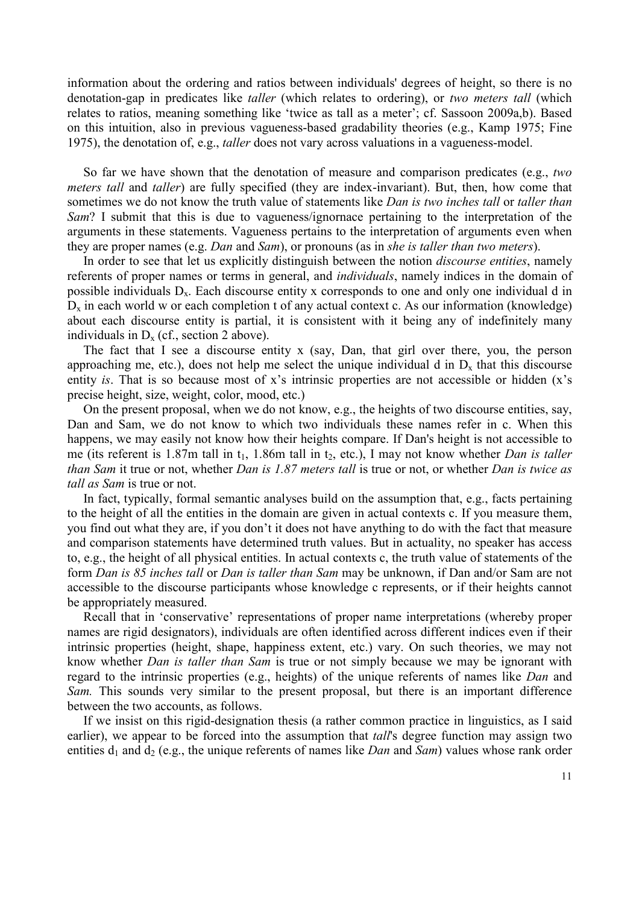information about the ordering and ratios between individuals' degrees of height, so there is no denotation-gap in predicates like *taller* (which relates to ordering), or *two meters tall* (which relates to ratios, meaning something like 'twice as tall as a meter'; cf. Sassoon 2009a,b). Based on this intuition, also in previous vagueness-based gradability theories (e.g., Kamp 1975; Fine 1975), the denotation of, e.g., *taller* does not vary across valuations in a vagueness-model.

So far we have shown that the denotation of measure and comparison predicates (e.g., *two meters tall* and *taller*) are fully specified (they are index-invariant). But, then, how come that sometimes we do not know the truth value of statements like *Dan is two inches tall* or *taller than Sam*? I submit that this is due to vagueness/ignornace pertaining to the interpretation of the arguments in these statements. Vagueness pertains to the interpretation of arguments even when they are proper names (e.g. *Dan* and *Sam*), or pronouns (as in *she is taller than two meters*).

In order to see that let us explicitly distinguish between the notion *discourse entities*, namely referents of proper names or terms in general, and *individuals*, namely indices in the domain of possible individuals $D_x$. Each discourse entity x corresponds to one and only one individual d in $D_x$ in each world w or each completion t of any actual context c. As our information (knowledge) about each discourse entity is partial, it is consistent with it being any of indefinitely many individuals in $D_x$ (cf., section 2 above).

The fact that I see a discourse entity x (say, Dan, that girl over there, you, the person approaching me, etc.), does not help me select the unique individual d in $D_x$ that this discourse entity *is*. That is so because most of x's intrinsic properties are not accessible or hidden (x's precise height, size, weight, color, mood, etc.)

On the present proposal, when we do not know, e.g., the heights of two discourse entities, say, Dan and Sam, we do not know to which two individuals these names refer in c. When this happens, we may easily not know how their heights compare. If Dan's height is not accessible to me (its referent is 1.87m tall in $t_1$, 1.86m tall in $t_2$, etc.), I may not know whether *Dan is taller than Sam* it true or not, whether *Dan is 1.87 meters tall* is true or not, or whether *Dan is twice as tall as Sam* is true or not.

In fact, typically, formal semantic analyses build on the assumption that, e.g., facts pertaining to the height of all the entities in the domain are given in actual contexts c. If you measure them, you find out what they are, if you don't it does not have anything to do with the fact that measure and comparison statements have determined truth values. But in actuality, no speaker has access to, e.g., the height of all physical entities. In actual contexts c, the truth value of statements of the form *Dan is 85 inches tall* or *Dan is taller than Sam* may be unknown, if Dan and/or Sam are not accessible to the discourse participants whose knowledge c represents, or if their heights cannot be appropriately measured.

Recall that in 'conservative' representations of proper name interpretations (whereby proper names are rigid designators), individuals are often identified across different indices even if their intrinsic properties (height, shape, happiness extent, etc.) vary. On such theories, we may not know whether *Dan is taller than Sam* is true or not simply because we may be ignorant with regard to the intrinsic properties (e.g., heights) of the unique referents of names like *Dan* and *Sam.* This sounds very similar to the present proposal, but there is an important difference between the two accounts, as follows.

If we insist on this rigid-designation thesis (a rather common practice in linguistics, as I said earlier), we appear to be forced into the assumption that *tall*'s degree function may assign two entities $d_1$ and $d_2$ (e.g., the unique referents of names like *Dan* and *Sam*) values whose rank order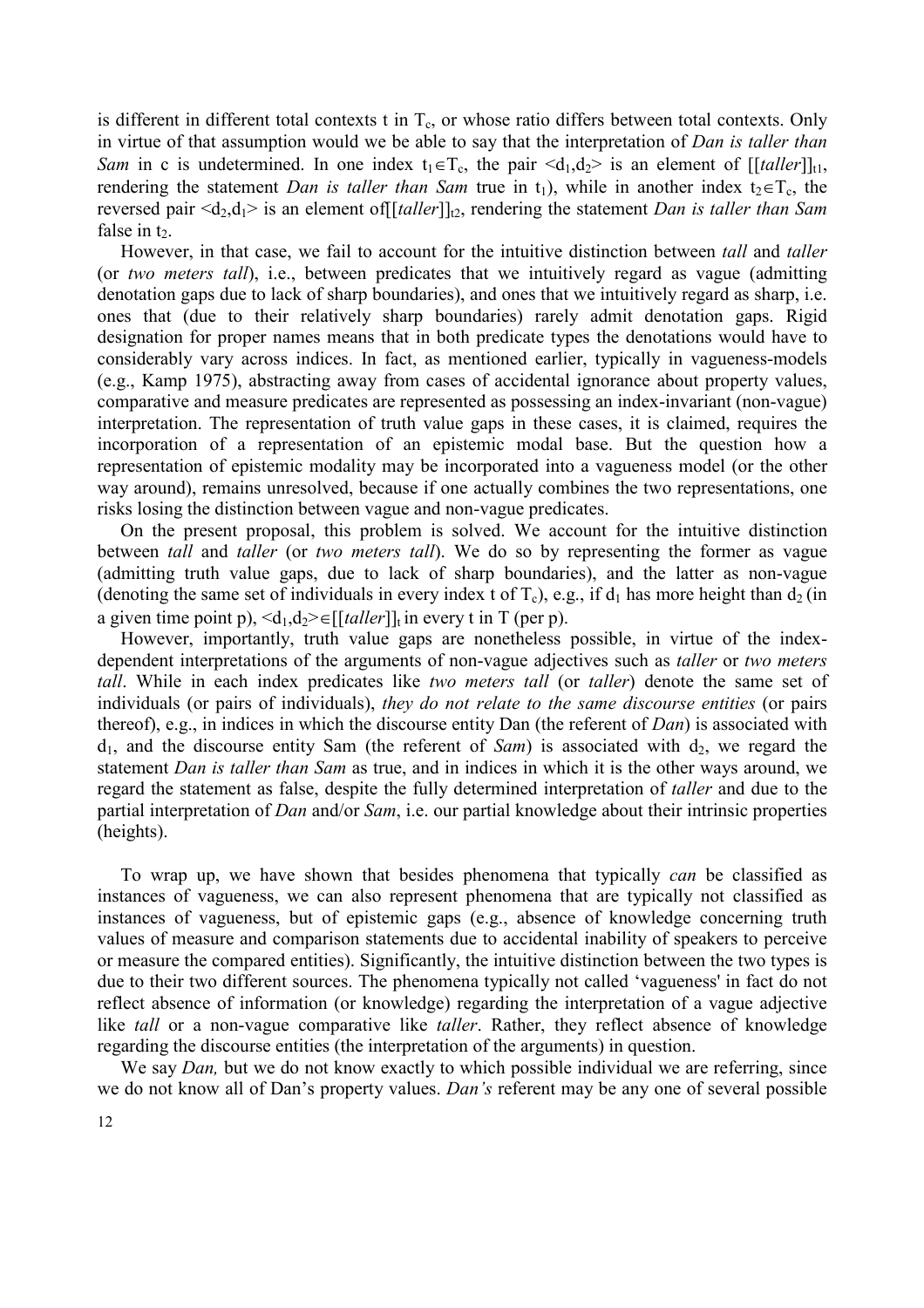is different in different total contexts t in $T_c$, or whose ratio differs between total contexts. Only in virtue of that assumption would we be able to say that the interpretation of *Dan is taller than Sam* in c is undetermined. In one index $t_1 \in T_c$, the pair $<d_1,d_2>$ is an element of $[[taller]]_{t1}$, rendering the statement *Dan is taller than Sam* true in $t_1$), while in another index $t_2 \in T_c$, the reversed pair $<d_2,d_1>$ is an element of$[[taller]]_{t2}$, rendering the statement *Dan is taller than Sam* false in $t_2$.

However, in that case, we fail to account for the intuitive distinction between *tall* and *taller* (or *two meters tall*), i.e., between predicates that we intuitively regard as vague (admitting denotation gaps due to lack of sharp boundaries), and ones that we intuitively regard as sharp, i.e. ones that (due to their relatively sharp boundaries) rarely admit denotation gaps. Rigid designation for proper names means that in both predicate types the denotations would have to considerably vary across indices. In fact, as mentioned earlier, typically in vagueness-models (e.g., Kamp 1975), abstracting away from cases of accidental ignorance about property values, comparative and measure predicates are represented as possessing an index-invariant (non-vague) interpretation. The representation of truth value gaps in these cases, it is claimed, requires the incorporation of a representation of an epistemic modal base. But the question how a representation of epistemic modality may be incorporated into a vagueness model (or the other way around), remains unresolved, because if one actually combines the two representations, one risks losing the distinction between vague and non-vague predicates.

On the present proposal, this problem is solved. We account for the intuitive distinction between *tall* and *taller* (or *two meters tall*). We do so by representing the former as vague (admitting truth value gaps, due to lack of sharp boundaries), and the latter as non-vague (denoting the same set of individuals in every index t of $T_c$), e.g., if $d_1$ has more height than $d_2$ (in a given time point p), $<d_1,d_2> \in [[taller]]_t$ in every t in T (per p).

However, importantly, truth value gaps are nonetheless possible, in virtue of the index-dependent interpretations of the arguments of non-vague adjectives such as *taller* or *two meters tall*. While in each index predicates like *two meters tall* (or *taller*) denote the same set of individuals (or pairs of individuals), *they do not relate to the same discourse entities* (or pairs thereof), e.g., in indices in which the discourse entity Dan (the referent of *Dan*) is associated with $d_1$, and the discourse entity Sam (the referent of *Sam*) is associated with $d_2$, we regard the statement *Dan is taller than Sam* as true, and in indices in which it is the other ways around, we regard the statement as false, despite the fully determined interpretation of *taller* and due to the partial interpretation of *Dan* and/or *Sam*, i.e. our partial knowledge about their intrinsic properties (heights).

To wrap up, we have shown that besides phenomena that typically *can* be classified as instances of vagueness, we can also represent phenomena that are typically not classified as instances of vagueness, but of epistemic gaps (e.g., absence of knowledge concerning truth values of measure and comparison statements due to accidental inability of speakers to perceive or measure the compared entities). Significantly, the intuitive distinction between the two types is due to their two different sources. The phenomena typically not called 'vagueness' in fact do not reflect absence of information (or knowledge) regarding the interpretation of a vague adjective like *tall* or a non-vague comparative like *taller*. Rather, they reflect absence of knowledge regarding the discourse entities (the interpretation of the arguments) in question.

We say *Dan,* but we do not know exactly to which possible individual we are referring, since we do not know all of Dan's property values. *Dan's* referent may be any one of several possible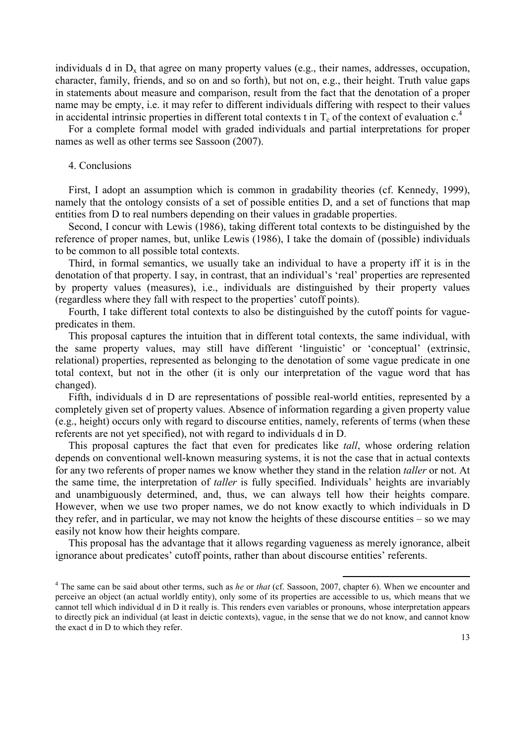individuals d in $D_x$ that agree on many property values (e.g., their names, addresses, occupation, character, family, friends, and so on and so forth), but not on, e.g., their height. Truth value gaps in statements about measure and comparison, result from the fact that the denotation of a proper name may be empty, i.e. it may refer to different individuals differing with respect to their values in accidental intrinsic properties in different total contexts t in $T_c$ of the context of evaluation c.[4]

For a complete formal model with graded individuals and partial interpretations for proper names as well as other terms see Sassoon (2007).

## 4. Conclusions

First, I adopt an assumption which is common in gradability theories (cf. Kennedy, 1999), namely that the ontology consists of a set of possible entities D, and a set of functions that map entities from D to real numbers depending on their values in gradable properties.

Second, I concur with Lewis (1986), taking different total contexts to be distinguished by the reference of proper names, but, unlike Lewis (1986), I take the domain of (possible) individuals to be common to all possible total contexts.

Third, in formal semantics, we usually take an individual to have a property iff it is in the denotation of that property. I say, in contrast, that an individual's 'real' properties are represented by property values (measures), i.e., individuals are distinguished by their property values (regardless where they fall with respect to the properties' cutoff points).

Fourth, I take different total contexts to also be distinguished by the cutoff points for vague-predicates in them.

This proposal captures the intuition that in different total contexts, the same individual, with the same property values, may still have different 'linguistic' or 'conceptual' (extrinsic, relational) properties, represented as belonging to the denotation of some vague predicate in one total context, but not in the other (it is only our interpretation of the vague word that has changed).

Fifth, individuals d in D are representations of possible real-world entities, represented by a completely given set of property values. Absence of information regarding a given property value (e.g., height) occurs only with regard to discourse entities, namely, referents of terms (when these referents are not yet specified), not with regard to individuals d in D.

This proposal captures the fact that even for predicates like *tall*, whose ordering relation depends on conventional well-known measuring systems, it is not the case that in actual contexts for any two referents of proper names we know whether they stand in the relation *taller* or not. At the same time, the interpretation of *taller* is fully specified. Individuals' heights are invariably and unambiguously determined, and, thus, we can always tell how their heights compare. However, when we use two proper names, we do not know exactly to which individuals in D they refer, and in particular, we may not know the heights of these discourse entities – so we may easily not know how their heights compare.

This proposal has the advantage that it allows regarding vagueness as merely ignorance, albeit ignorance about predicates' cutoff points, rather than about discourse entities' referents.

[4] The same can be said about other terms, such as *he* or *that* (cf. Sassoon, 2007, chapter 6). When we encounter and perceive an object (an actual worldly entity), only some of its properties are accessible to us, which means that we cannot tell which individual d in D it really is. This renders even variables or pronouns, whose interpretation appears to directly pick an individual (at least in deictic contexts), vague, in the sense that we do not know, and cannot know the exact d in D to which they refer.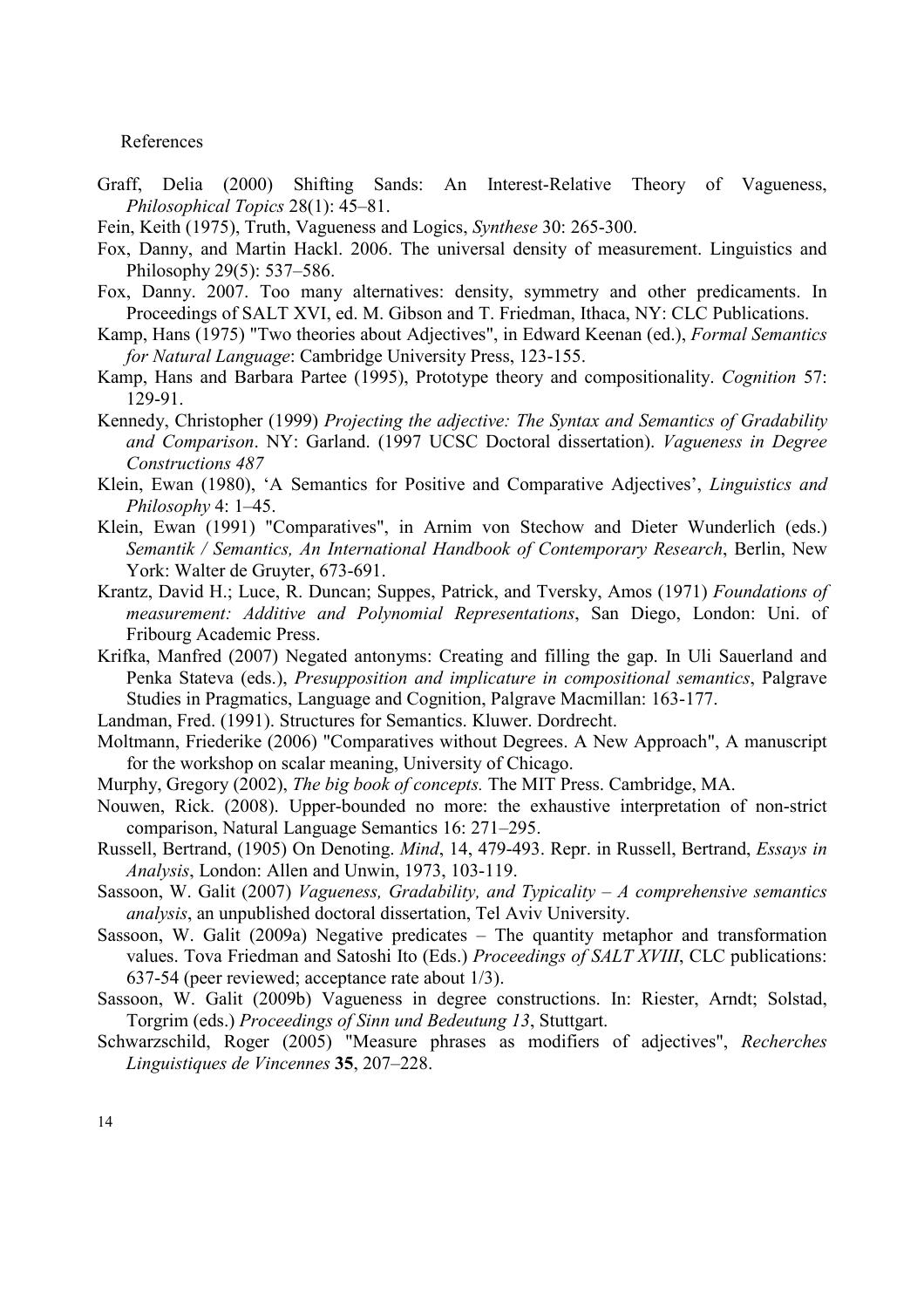References

Graff, Delia (2000) Shifting Sands: An Interest-Relative Theory of Vagueness, *Philosophical Topics* 28(1): 45–81.

Fein, Keith (1975), Truth, Vagueness and Logics, *Synthese* 30: 265-300.

Fox, Danny, and Martin Hackl. 2006. The universal density of measurement. Linguistics and Philosophy 29(5): 537–586.

Fox, Danny. 2007. Too many alternatives: density, symmetry and other predicaments. In Proceedings of SALT XVI, ed. M. Gibson and T. Friedman, Ithaca, NY: CLC Publications.

Kamp, Hans (1975) "Two theories about Adjectives", in Edward Keenan (ed.), *Formal Semantics for Natural Language*: Cambridge University Press, 123-155.

Kamp, Hans and Barbara Partee (1995), Prototype theory and compositionality. *Cognition* 57: 129-91.

Kennedy, Christopher (1999) *Projecting the adjective: The Syntax and Semantics of Gradability and Comparison*. NY: Garland. (1997 UCSC Doctoral dissertation). *Vagueness in Degree Constructions 487*

Klein, Ewan (1980), 'A Semantics for Positive and Comparative Adjectives', *Linguistics and Philosophy* 4: 1–45.

Klein, Ewan (1991) "Comparatives", in Arnim von Stechow and Dieter Wunderlich (eds.) *Semantik / Semantics, An International Handbook of Contemporary Research*, Berlin, New York: Walter de Gruyter, 673-691.

Krantz, David H.; Luce, R. Duncan; Suppes, Patrick, and Tversky, Amos (1971) *Foundations of measurement: Additive and Polynomial Representations*, San Diego, London: Uni. of Fribourg Academic Press.

Krifka, Manfred (2007) Negated antonyms: Creating and filling the gap. In Uli Sauerland and Penka Stateva (eds.), *Presupposition and implicature in compositional semantics*, Palgrave Studies in Pragmatics, Language and Cognition, Palgrave Macmillan: 163-177.

Landman, Fred. (1991). Structures for Semantics. Kluwer. Dordrecht.

Moltmann, Friederike (2006) "Comparatives without Degrees. A New Approach", A manuscript for the workshop on scalar meaning, University of Chicago.

Murphy, Gregory (2002), *The big book of concepts.* The MIT Press. Cambridge, MA.

Nouwen, Rick. (2008). Upper-bounded no more: the exhaustive interpretation of non-strict comparison, Natural Language Semantics 16: 271–295.

Russell, Bertrand, (1905) On Denoting. *Mind*, 14, 479-493. Repr. in Russell, Bertrand, *Essays in Analysis*, London: Allen and Unwin, 1973, 103-119.

Sassoon, W. Galit (2007) *Vagueness, Gradability, and Typicality – A comprehensive semantics analysis*, an unpublished doctoral dissertation, Tel Aviv University.

Sassoon, W. Galit (2009a) Negative predicates – The quantity metaphor and transformation values. Tova Friedman and Satoshi Ito (Eds.) *Proceedings of SALT XVIII*, CLC publications: 637-54 (peer reviewed; acceptance rate about 1/3).

Sassoon, W. Galit (2009b) Vagueness in degree constructions. In: Riester, Arndt; Solstad, Torgrim (eds.) *Proceedings of Sinn und Bedeutung 13*, Stuttgart.

Schwarzschild, Roger (2005) "Measure phrases as modifiers of adjectives", *Recherches Linguistiques de Vincennes* **35**, 207–228.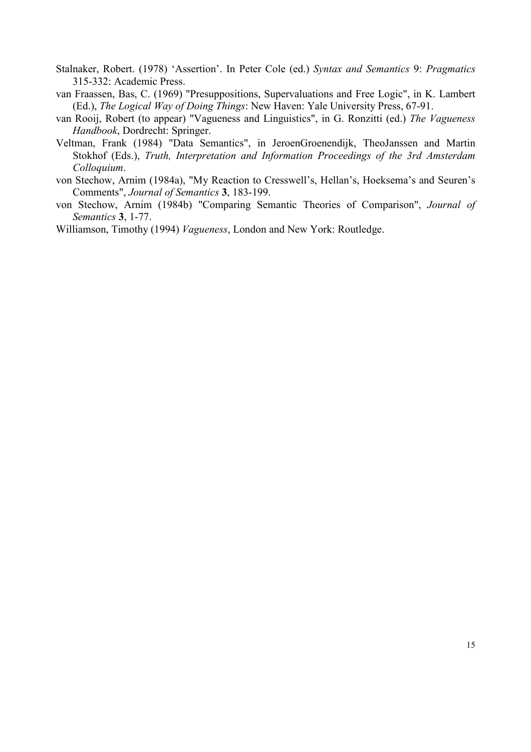Stalnaker, Robert. (1978) 'Assertion'. In Peter Cole (ed.) *Syntax and Semantics* 9: *Pragmatics* 315-332: Academic Press.

van Fraassen, Bas, C. (1969) "Presuppositions, Supervaluations and Free Logic", in K. Lambert (Ed.), *The Logical Way of Doing Things*: New Haven: Yale University Press, 67-91.

van Rooij, Robert (to appear) "Vagueness and Linguistics", in G. Ronzitti (ed.) *The Vagueness Handbook*, Dordrecht: Springer.

Veltman, Frank (1984) "Data Semantics", in JeroenGroenendijk, TheoJanssen and Martin Stokhof (Eds.), *Truth, Interpretation and Information Proceedings of the 3rd Amsterdam Colloquium*.

von Stechow, Arnim (1984a), "My Reaction to Cresswell's, Hellan's, Hoeksema's and Seuren's Comments", *Journal of Semantics* **3**, 183-199.

von Stechow, Arnim (1984b) "Comparing Semantic Theories of Comparison", *Journal of Semantics* **3**, 1-77.

Williamson, Timothy (1994) *Vagueness*, London and New York: Routledge.